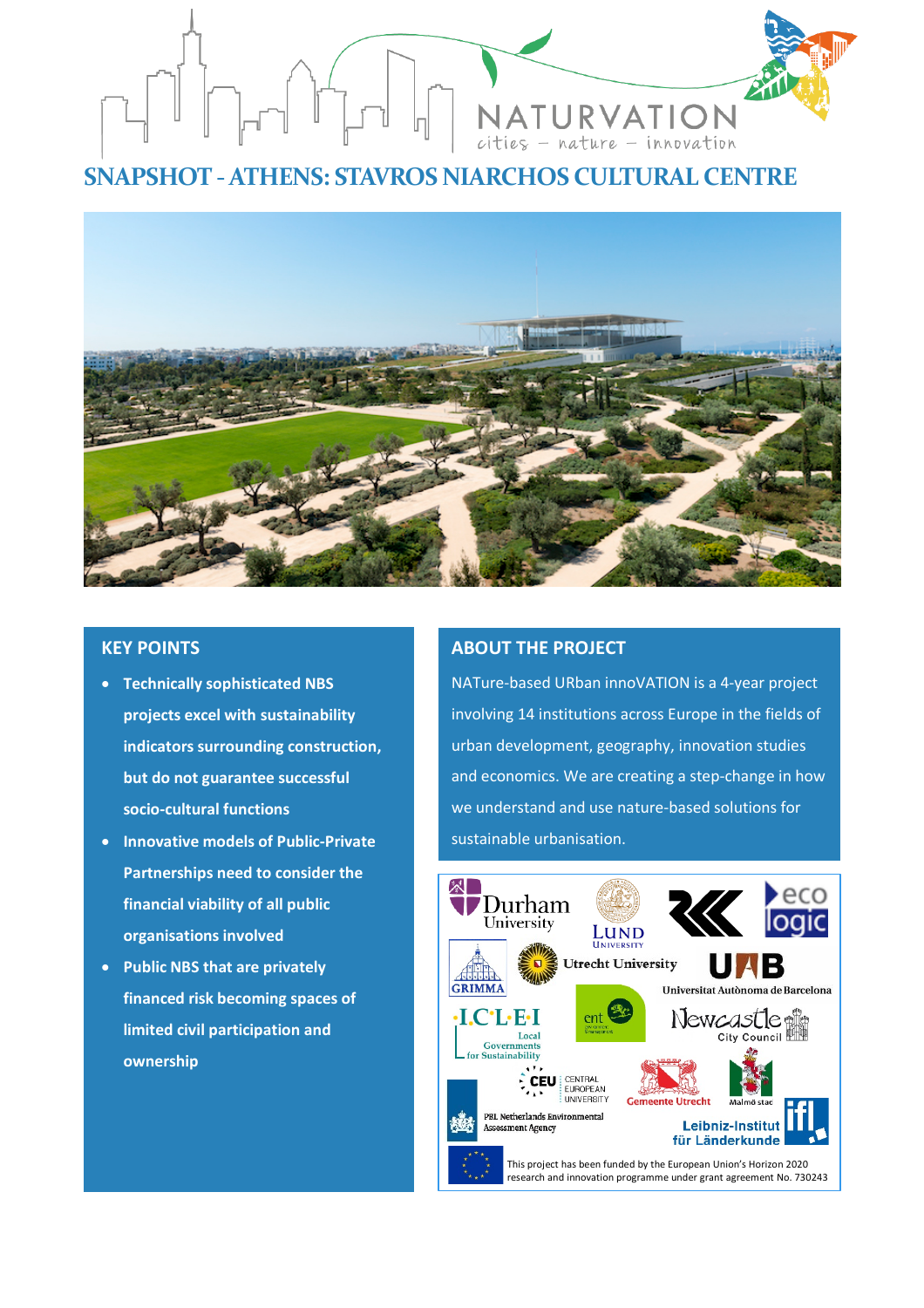# SNAPSHOT - ATHENS: STAVROS NIARCHOS CULTURAL CENTRE

## KEY POINTS

- **Technically sophisticated NBS projects excel with sustainability indicators surrounding construction, but do not guarantee successful socio-cultural functions**
- **Innovative models of Public-Private Partnerships need to consider the financial viability of all public organisations involved**
- **Public NBS that are privately financed risk becoming spaces of limited civil participation and ownership**

## ABOUT THE PROJECT

NATure-based URban innoVATION is a 4-year project involving 14 institutions across Europe in the fields of urban development, geography, innovation studies and economics. We are creating a step-change in how we understand and use nature-based solutions for sustainable urbanisation.

This project has been funded by the European Union's Horizon 2020 research and innovation programme under grant agreement No. 730243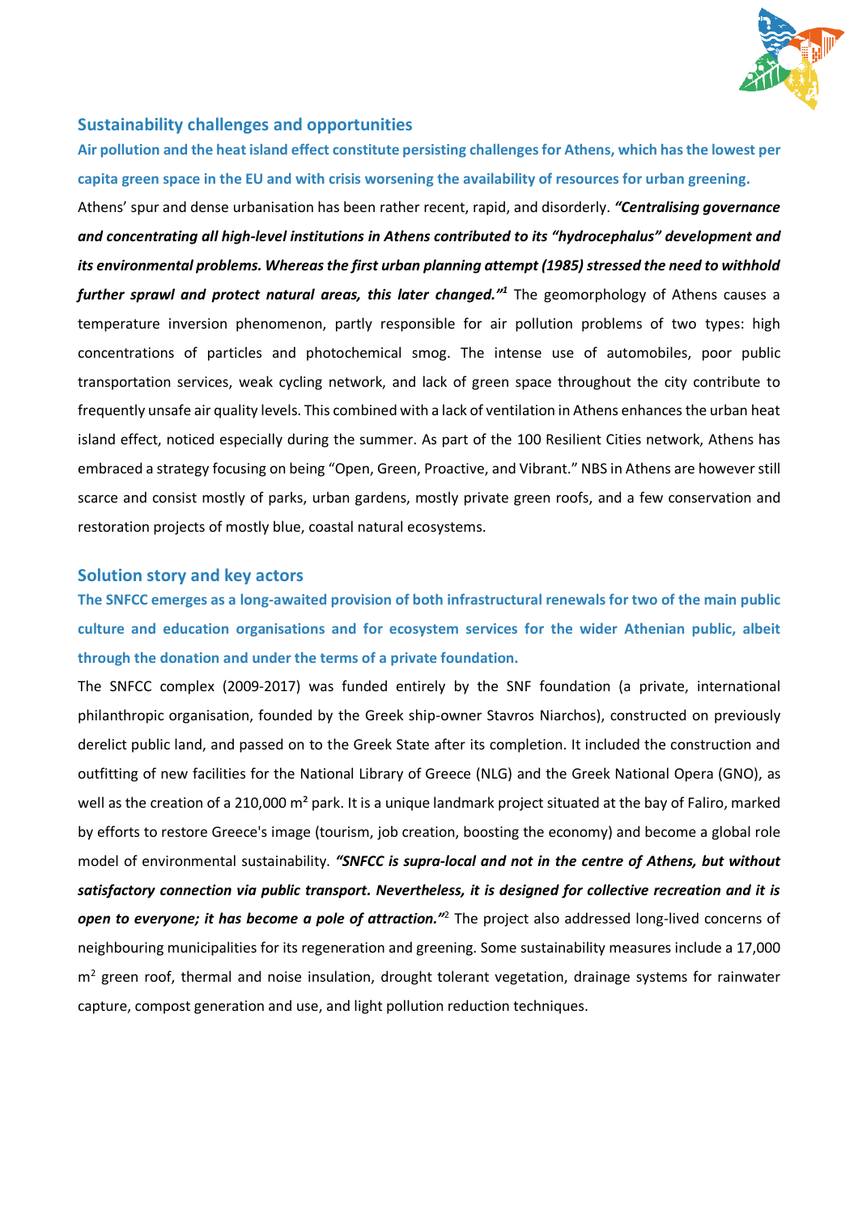## Sustainability challenges and opportunities

**Air pollution and the heat island effect constitute persisting challenges for Athens, which has the lowest per capita green space in the EU and with crisis worsening the availability of resources for urban greening.**

Athens' spur and dense urbanisation has been rather recent, rapid, and disorderly. ***"Centralising governance and concentrating all high-level institutions in Athens contributed to its "hydrocephalus" development and its environmental problems. Whereas the first urban planning attempt (1985) stressed the need to withhold further sprawl and protect natural areas, this later changed."***[1] The geomorphology of Athens causes a temperature inversion phenomenon, partly responsible for air pollution problems of two types: high concentrations of particles and photochemical smog. The intense use of automobiles, poor public transportation services, weak cycling network, and lack of green space throughout the city contribute to frequently unsafe air quality levels. This combined with a lack of ventilation in Athens enhances the urban heat island effect, noticed especially during the summer. As part of the 100 Resilient Cities network, Athens has embraced a strategy focusing on being "Open, Green, Proactive, and Vibrant." NBS in Athens are however still scarce and consist mostly of parks, urban gardens, mostly private green roofs, and a few conservation and restoration projects of mostly blue, coastal natural ecosystems.

## Solution story and key actors

**The SNFCC emerges as a long-awaited provision of both infrastructural renewals for two of the main public culture and education organisations and for ecosystem services for the wider Athenian public, albeit through the donation and under the terms of a private foundation.**

The SNFCC complex (2009-2017) was funded entirely by the SNF foundation (a private, international philanthropic organisation, founded by the Greek ship-owner Stavros Niarchos), constructed on previously derelict public land, and passed on to the Greek State after its completion. It included the construction and outfitting of new facilities for the National Library of Greece (NLG) and the Greek National Opera (GNO), as well as the creation of a 210,000 m² park. It is a unique landmark project situated at the bay of Faliro, marked by efforts to restore Greece's image (tourism, job creation, boosting the economy) and become a global role model of environmental sustainability. ***"SNFCC is supra-local and not in the centre of Athens, but without satisfactory connection via public transport. Nevertheless, it is designed for collective recreation and it is open to everyone; it has become a pole of attraction."***[2] The project also addressed long-lived concerns of neighbouring municipalities for its regeneration and greening. Some sustainability measures include a 17,000 m$^2$ green roof, thermal and noise insulation, drought tolerant vegetation, drainage systems for rainwater capture, compost generation and use, and light pollution reduction techniques.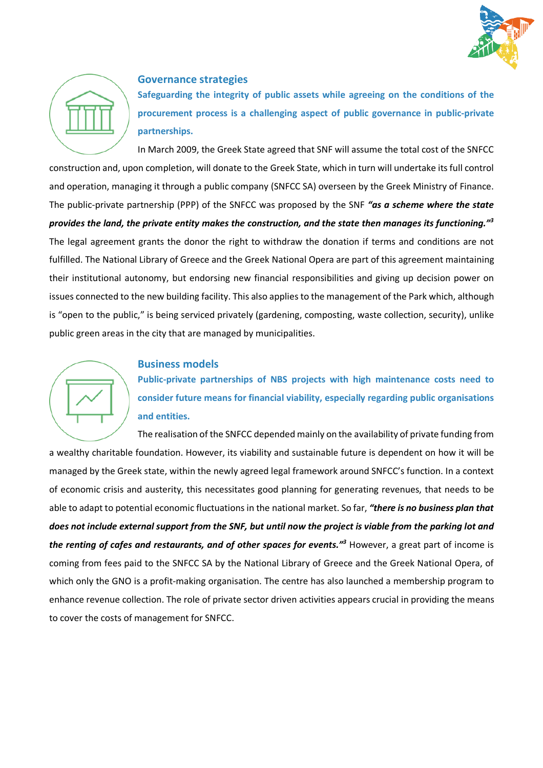## Governance strategies

**Safeguarding the integrity of public assets while agreeing on the conditions of the procurement process is a challenging aspect of public governance in public-private partnerships.**

In March 2009, the Greek State agreed that SNF will assume the total cost of the SNFCC construction and, upon completion, will donate to the Greek State, which in turn will undertake its full control and operation, managing it through a public company (SNFCC SA) overseen by the Greek Ministry of Finance. The public-private partnership (PPP) of the SNFCC was proposed by the SNF ***"as a scheme where the state provides the land, the private entity makes the construction, and the state then manages its functioning."***[3] The legal agreement grants the donor the right to withdraw the donation if terms and conditions are not fulfilled. The National Library of Greece and the Greek National Opera are part of this agreement maintaining their institutional autonomy, but endorsing new financial responsibilities and giving up decision power on issues connected to the new building facility. This also applies to the management of the Park which, although is "open to the public," is being serviced privately (gardening, composting, waste collection, security), unlike public green areas in the city that are managed by municipalities.

## Business models

**Public-private partnerships of NBS projects with high maintenance costs need to consider future means for financial viability, especially regarding public organisations and entities.**

The realisation of the SNFCC depended mainly on the availability of private funding from a wealthy charitable foundation. However, its viability and sustainable future is dependent on how it will be managed by the Greek state, within the newly agreed legal framework around SNFCC's function. In a context of economic crisis and austerity, this necessitates good planning for generating revenues, that needs to be able to adapt to potential economic fluctuations in the national market. So far, ***"there is no business plan that does not include external support from the SNF, but until now the project is viable from the parking lot and the renting of cafes and restaurants, and of other spaces for events."***[3] However, a great part of income is coming from fees paid to the SNFCC SA by the National Library of Greece and the Greek National Opera, of which only the GNO is a profit-making organisation. The centre has also launched a membership program to enhance revenue collection. The role of private sector driven activities appears crucial in providing the means to cover the costs of management for SNFCC.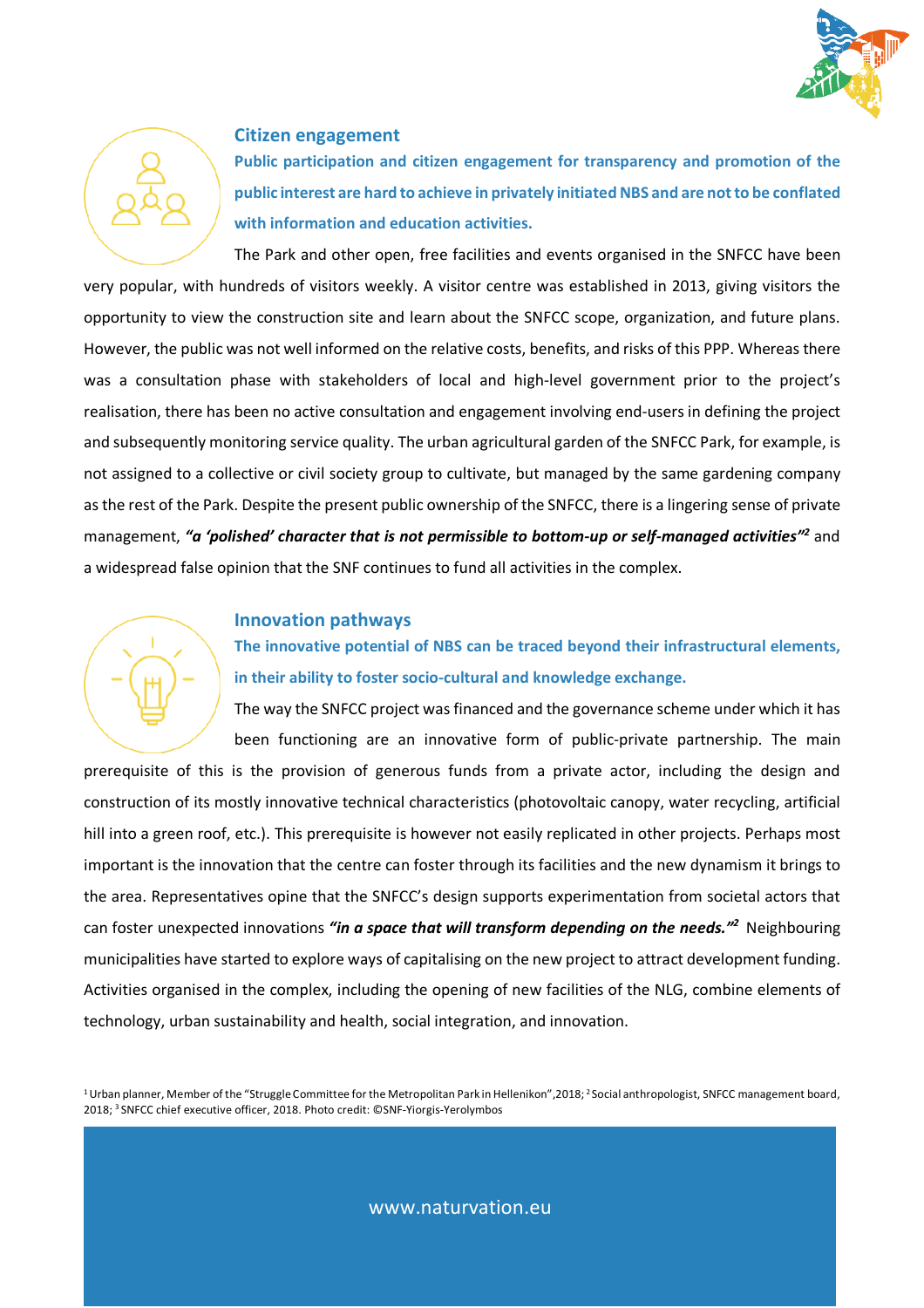## Citizen engagement

**Public participation and citizen engagement for transparency and promotion of the public interest are hard to achieve in privately initiated NBS and are not to be conflated with information and education activities.**

The Park and other open, free facilities and events organised in the SNFCC have been very popular, with hundreds of visitors weekly. A visitor centre was established in 2013, giving visitors the opportunity to view the construction site and learn about the SNFCC scope, organization, and future plans. However, the public was not well informed on the relative costs, benefits, and risks of this PPP. Whereas there was a consultation phase with stakeholders of local and high-level government prior to the project's realisation, there has been no active consultation and engagement involving end-users in defining the project and subsequently monitoring service quality. The urban agricultural garden of the SNFCC Park, for example, is not assigned to a collective or civil society group to cultivate, but managed by the same gardening company as the rest of the Park. Despite the present public ownership of the SNFCC, there is a lingering sense of private management, ***"a 'polished' character that is not permissible to bottom-up or self-managed activities"***[2] and a widespread false opinion that the SNF continues to fund all activities in the complex.

## Innovation pathways

**The innovative potential of NBS can be traced beyond their infrastructural elements, in their ability to foster socio-cultural and knowledge exchange.**

The way the SNFCC project was financed and the governance scheme under which it has been functioning are an innovative form of public-private partnership. The main prerequisite of this is the provision of generous funds from a private actor, including the design and construction of its mostly innovative technical characteristics (photovoltaic canopy, water recycling, artificial hill into a green roof, etc.). This prerequisite is however not easily replicated in other projects. Perhaps most important is the innovation that the centre can foster through its facilities and the new dynamism it brings to the area. Representatives opine that the SNFCC's design supports experimentation from societal actors that can foster unexpected innovations ***"in a space that will transform depending on the needs."***[2] Neighbouring municipalities have started to explore ways of capitalising on the new project to attract development funding. Activities organised in the complex, including the opening of new facilities of the NLG, combine elements of technology, urban sustainability and health, social integration, and innovation.

[1] Urban planner, Member of the "Struggle Committee for the Metropolitan Park in Hellenikon",2018; [2] Social anthropologist, SNFCC management board, 2018; [3] SNFCC chief executive officer, 2018. Photo credit: ©SNF-Yiorgis-Yerolymbos

www.naturvation.eu